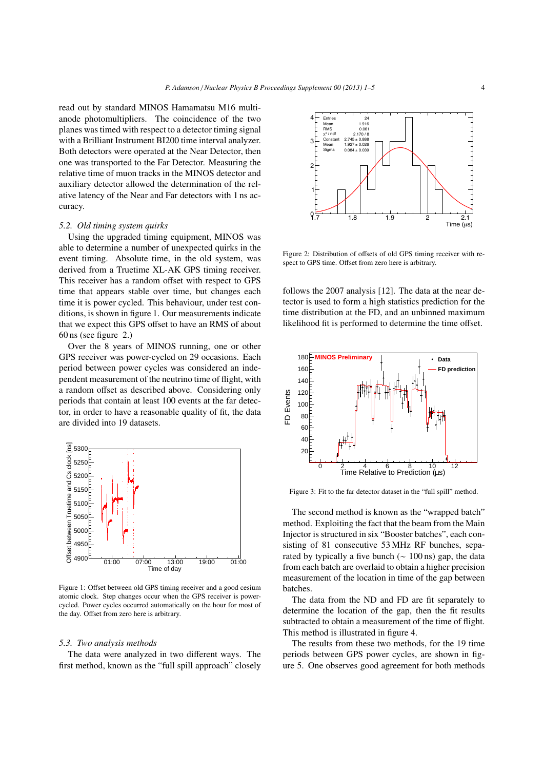read out by standard MINOS Hamamatsu M16 multi-anode photomultipliers. The coincidence of the two planes was timed with respect to a detector timing signal with a Brilliant Instrument BI200 time interval analyzer. Both detectors were operated at the Near Detector, then one was transported to the Far Detector. Measuring the relative time of muon tracks in the MINOS detector and auxiliary detector allowed the determination of the relative latency of the Near and Far detectors with 1 ns accuracy.

### 5.2. *Old timing system quirks*

Using the upgraded timing equipment, MINOS was able to determine a number of unexpected quirks in the event timing. Absolute time, in the old system, was derived from a Truetime XL-AK GPS timing receiver. This receiver has a random offset with respect to GPS time that appears stable over time, but changes each time it is power cycled. This behaviour, under test conditions, is shown in figure 1. Our measurements indicate that we expect this GPS offset to have an RMS of about 60 ns (see figure 2.)

Over the 8 years of MINOS running, one or other GPS receiver was power-cycled on 29 occasions. Each period between power cycles was considered an independent measurement of the neutrino time of flight, with a random offset as described above. Considering only periods that contain at least 100 events at the far detector, in order to have a reasonable quality of fit, the data are divided into 19 datasets.

Figure 1: Offset between old GPS timing receiver and a good cesium atomic clock. Step changes occur when the GPS receiver is power-cycled. Power cycles occurred automatically on the hour for most of the day. Offset from zero here is arbitrary.

### 5.3. *Two analysis methods*

The data were analyzed in two different ways. The first method, known as the "full spill approach" closely follows the 2007 analysis [12]. The data at the near detector is used to form a high statistics prediction for the time distribution at the FD, and an unbinned maximum likelihood fit is performed to determine the time offset.

Figure 2: Distribution of offsets of old GPS timing receiver with respect to GPS time. Offset from zero here is arbitrary.

Figure 3: Fit to the far detector dataset in the "full spill" method.

The second method is known as the "wrapped batch" method. Exploiting the fact that the beam from the Main Injector is structured in six "Booster batches", each consisting of 81 consecutive 53 MHz RF bunches, separated by typically a five bunch ($\sim$ 100 ns) gap, the data from each batch are overlaid to obtain a higher precision measurement of the location in time of the gap between batches.

The data from the ND and FD are fit separately to determine the location of the gap, then the fit results subtracted to obtain a measurement of the time of flight. This method is illustrated in figure 4.

The results from these two methods, for the 19 time periods between GPS power cycles, are shown in figure 5. One observes good agreement for both methods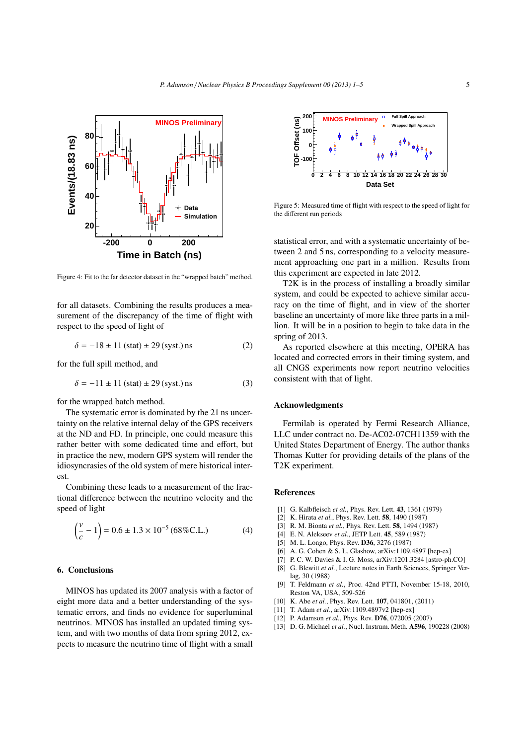MINOS Preliminary

Events/(18.83 ns)

80
60
40
20

-200
0
200

Time in Batch (ns)

Data
Simulation

Figure 4: Fit to the far detector dataset in the "wrapped batch" method.

for all datasets. Combining the results produces a measurement of the discrepancy of the time of flight with respect to the speed of light of

$$\delta = -18 \pm 11\,(\text{stat}) \pm 29\,(\text{syst.})\,\text{ns} \tag{2}$$

for the full spill method, and

$$\delta = -11 \pm 11\,(\text{stat}) \pm 29\,(\text{syst.})\,\text{ns} \tag{3}$$

for the wrapped batch method.

The systematic error is dominated by the 21 ns uncertainty on the relative internal delay of the GPS receivers at the ND and FD. In principle, one could measure this rather better with some dedicated time and effort, but in practice the new, modern GPS system will render the idiosyncracies of the old system of mere historical interest.

Combining these leads to a measurement of the fractional difference between the neutrino velocity and the speed of light

$$\left(\frac{v}{c} - 1\right) = 0.6 \pm 1.3 \times 10^{-5}\,(68\%\text{C.L.}) \tag{4}$$

## 6. Conclusions

MINOS has updated its 2007 analysis with a factor of eight more data and a better understanding of the systematic errors, and finds no evidence for superluminal neutrinos. MINOS has installed an updated timing system, and with two months of data from spring 2012, expects to measure the neutrino time of flight with a small statistical error, and with a systematic uncertainty of between 2 and 5 ns, corresponding to a velocity measurement approaching one part in a million. Results from this experiment are expected in late 2012.

T2K is in the process of installing a broadly similar system, and could be expected to achieve similar accuracy on the time of flight, and in view of the shorter baseline an uncertainty of more like three parts in a million. It will be in a position to begin to take data in the spring of 2013.

As reported elsewhere at this meeting, OPERA has located and corrected errors in their timing system, and all CNGS experiments now report neutrino velocities consistent with that of light.

MINOS Preliminary

Full Spill Approach
Wrapped Spill Approach

TOF Offset (ns)

200
100
0
-100

0 2 4 6 8 10 12 14 16 18 20 22 24 26 28 30

Data Set

Figure 5: Measured time of flight with respect to the speed of light for the different run periods

## Acknowledgments

Fermilab is operated by Fermi Research Alliance, LLC under contract no. De-AC02-07CH11359 with the United States Department of Energy. The author thanks Thomas Kutter for providing details of the plans of the T2K experiment.

## References

[1] G. Kalbfleisch *et al.*, Phys. Rev. Lett. **43**, 1361 (1979)
[2] K. Hirata *et al.*, Phys. Rev. Lett. **58**, 1490 (1987)
[3] R. M. Bionta *et al.*, Phys. Rev. Lett. **58**, 1494 (1987)
[4] E. N. Alekseev *et al.*, JETP Lett. **45**, 589 (1987)
[5] M. L. Longo, Phys. Rev. **D36**, 3276 (1987)
[6] A. G. Cohen & S. L. Glashow, arXiv:1109.4897 [hep-ex]
[7] P. C. W. Davies & I. G. Moss, arXiv:1201.3284 [astro-ph.CO]
[8] G. Blewitt *et al.*, Lecture notes in Earth Sciences, Springer Verlag, 30 (1988)
[9] T. Feldmann *et al.*, Proc. 42nd PTTI, November 15-18, 2010, Reston VA, USA, 509-526
[10] K. Abe *et al.*, Phys. Rev. Lett. **107**, 041801, (2011)
[11] T. Adam *et al.*, arXiv:1109.4897v2 [hep-ex]
[12] P. Adamson *et al.*, Phys. Rev. **D76**, 072005 (2007)
[13] D. G. Michael *et al.*, Nucl. Instrum. Meth. **A596**, 190228 (2008)